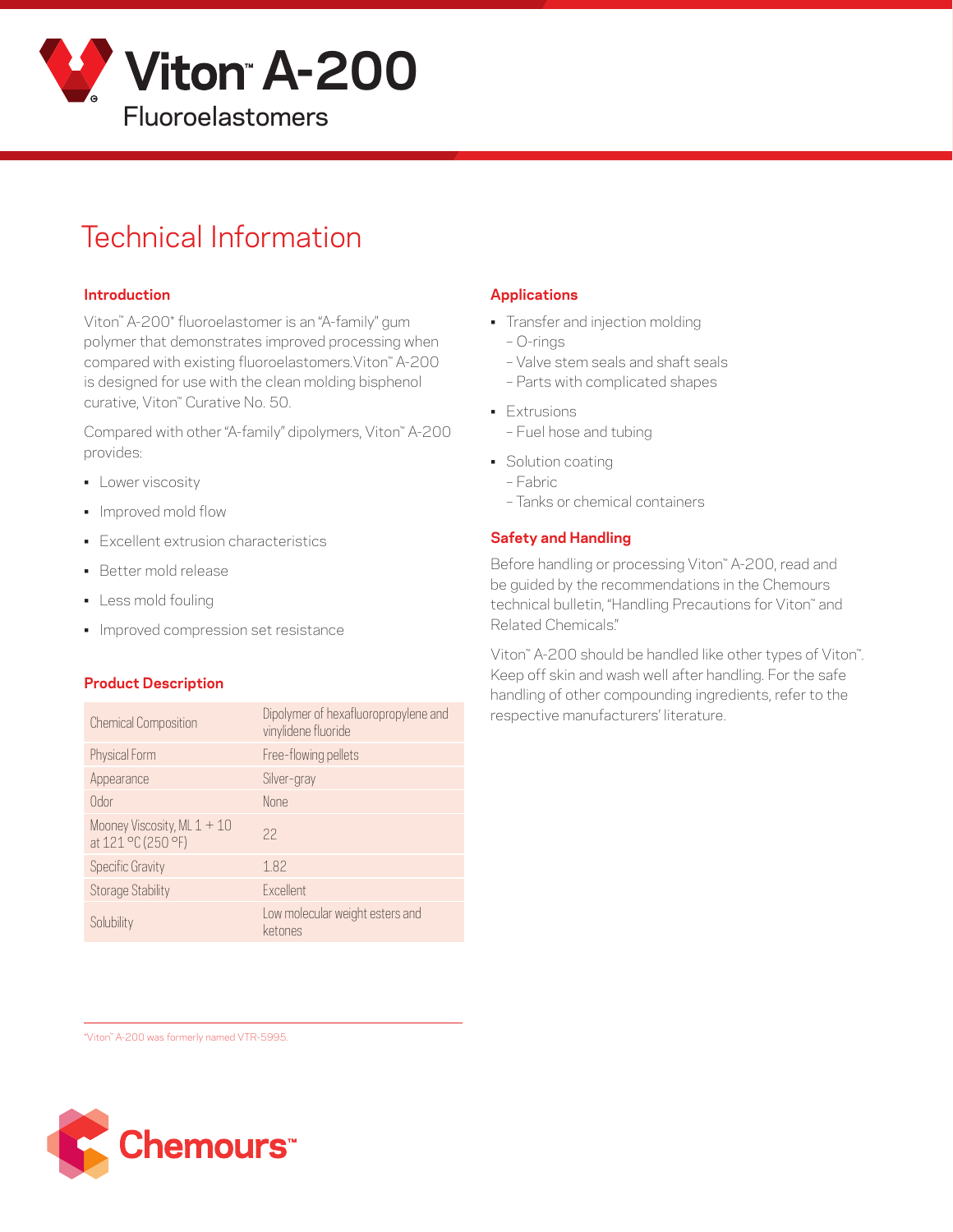# Viton™ A-200

## Fluoroelastomers

# Technical Information

## Introduction

Viton™ A-200* fluoroelastomer is an "A-family" gum polymer that demonstrates improved processing when compared with existing fluoroelastomers. Viton™ A-200 is designed for use with the clean molding bisphenol curative, Viton™ Curative No. 50.

Compared with other "A-family" dipolymers, Viton™ A-200 provides:

- Lower viscosity
- Improved mold flow
- Excellent extrusion characteristics
- Better mold release
- Less mold fouling
- Improved compression set resistance

## Product Description

| | |
|---|---|
| Chemical Composition | Dipolymer of hexafluoropropylene and vinylidene fluoride |
| Physical Form | Free-flowing pellets |
| Appearance | Silver-gray |
| Odor | None |
| Mooney Viscosity, ML 1 + 10 at 121 °C (250 °F) | 22 |
| Specific Gravity | 1.82 |
| Storage Stability | Excellent |
| Solubility | Low molecular weight esters and ketones |

*Viton™ A-200 was formerly named VTR-5995.

## Applications

- Transfer and injection molding
  - O-rings
  - Valve stem seals and shaft seals
  - Parts with complicated shapes
- Extrusions
  - Fuel hose and tubing
- Solution coating
  - Fabric
  - Tanks or chemical containers

## Safety and Handling

Before handling or processing Viton™ A-200, read and be guided by the recommendations in the Chemours technical bulletin, "Handling Precautions for Viton™ and Related Chemicals."

Viton™ A-200 should be handled like other types of Viton™. Keep off skin and wash well after handling. For the safe handling of other compounding ingredients, refer to the respective manufacturers' literature.

Chemours™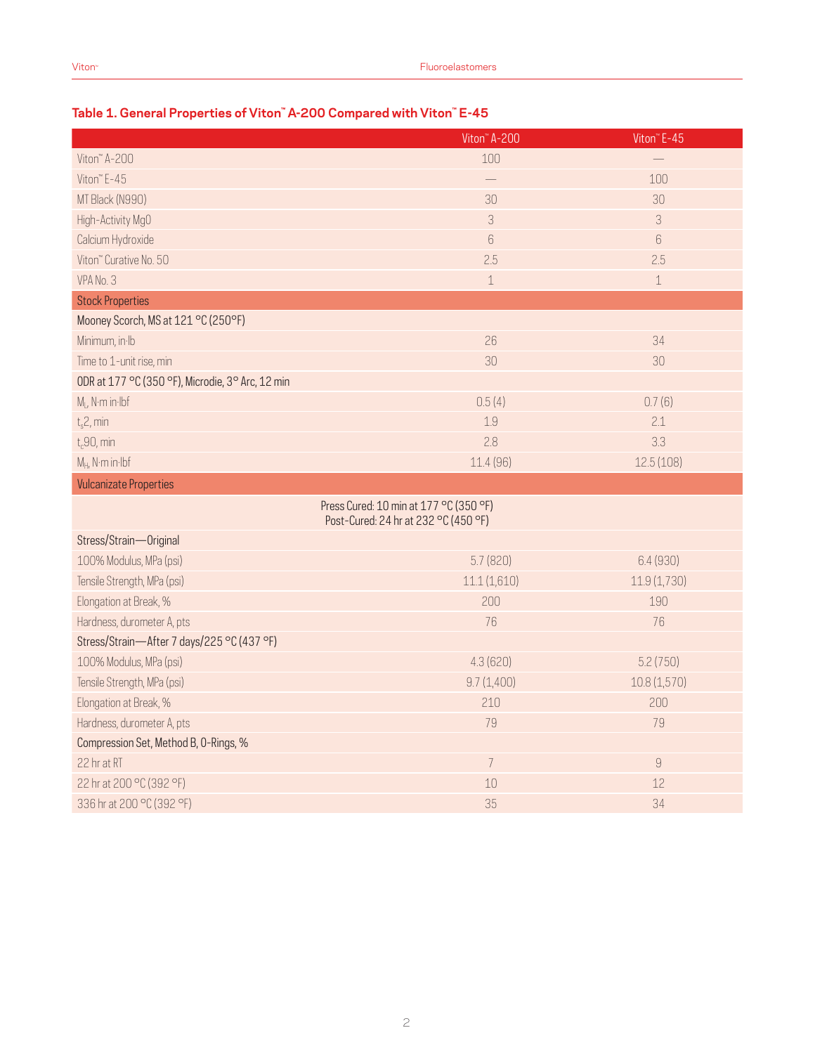### Table 1. General Properties of Viton™ A-200 Compared with Viton™ E-45

| | Viton™ A-200 | Viton™ E-45 |
|---|---|---|
| Viton™ A-200 | 100 | — |
| Viton™ E-45 | — | 100 |
| MT Black (N990) | 30 | 30 |
| High-Activity MgO | 3 | 3 |
| Calcium Hydroxide | 6 | 6 |
| Viton™ Curative No. 50 | 2.5 | 2.5 |
| VPA No. 3 | 1 | 1 |
| **Stock Properties** | | |
| Mooney Scorch, MS at 121 °C (250°F) | | |
| Minimum, in·lb | 26 | 34 |
| Time to 1-unit rise, min | 30 | 30 |
| ODR at 177 °C (350 °F), Microdie, 3° Arc, 12 min | | |
| $M_L$, N·m in·lbf | 0.5 (4) | 0.7 (6) |
| $t_s2$, min | 1.9 | 2.1 |
| $t_c90$, min | 2.8 | 3.3 |
| $M_H$, N·m in·lbf | 11.4 (96) | 12.5 (108) |
| **Vulcanizate Properties** | | |
| Press Cured: 10 min at 177 °C (350 °F) Post-Cured: 24 hr at 232 °C (450 °F) | | |
| Stress/Strain—Original | | |
| 100% Modulus, MPa (psi) | 5.7 (820) | 6.4 (930) |
| Tensile Strength, MPa (psi) | 11.1 (1,610) | 11.9 (1,730) |
| Elongation at Break, % | 200 | 190 |
| Hardness, durometer A, pts | 76 | 76 |
| Stress/Strain—After 7 days/225 °C (437 °F) | | |
| 100% Modulus, MPa (psi) | 4.3 (620) | 5.2 (750) |
| Tensile Strength, MPa (psi) | 9.7 (1,400) | 10.8 (1,570) |
| Elongation at Break, % | 210 | 200 |
| Hardness, durometer A, pts | 79 | 79 |
| Compression Set, Method B, O-Rings, % | | |
| 22 hr at RT | 7 | 9 |
| 22 hr at 200 °C (392 °F) | 10 | 12 |
| 336 hr at 200 °C (392 °F) | 35 | 34 |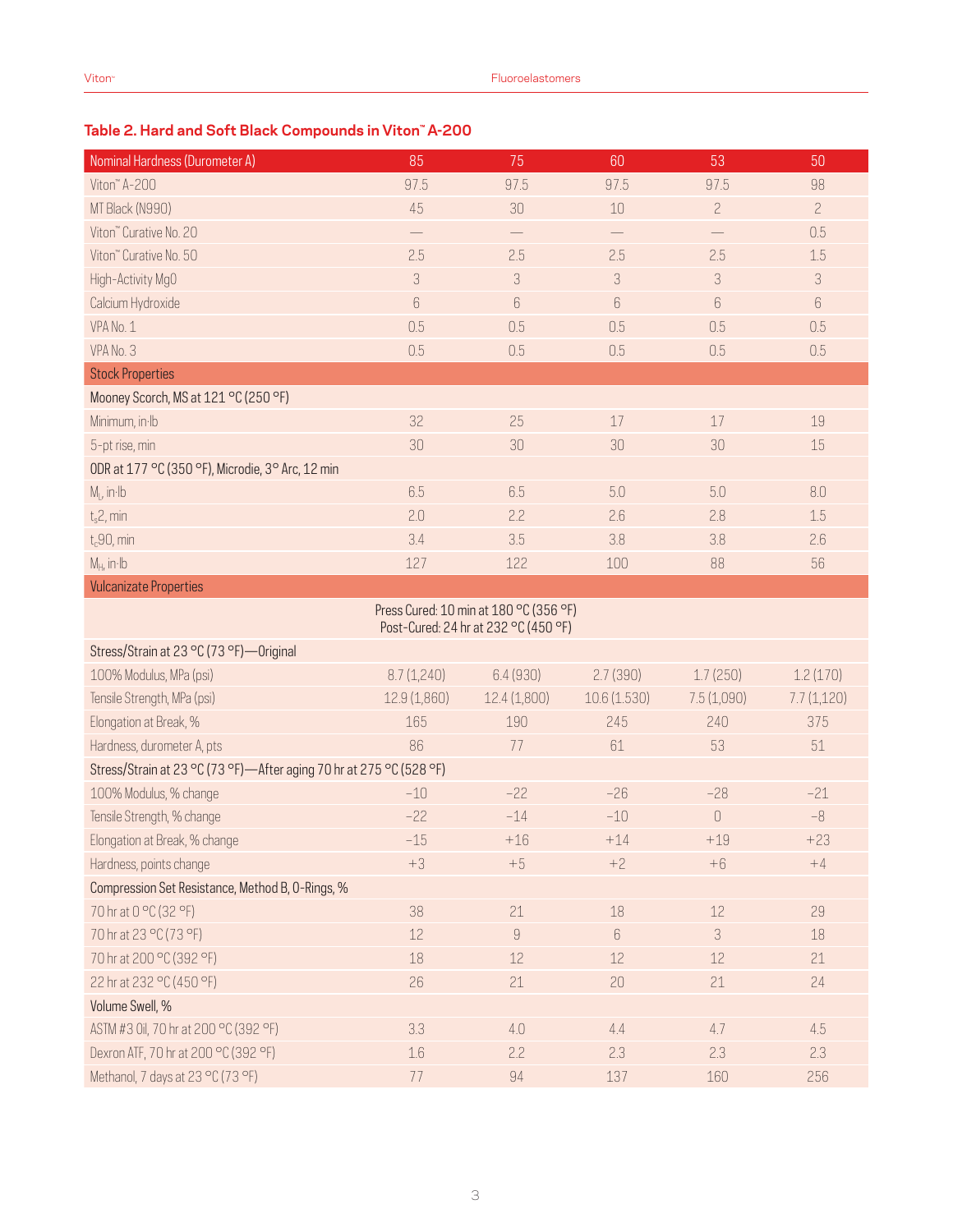### Table 2. Hard and Soft Black Compounds in Viton™ A-200

| Nominal Hardness (Durometer A) | 85 | 75 | 60 | 53 | 50 |
|---|---|---|---|---|---|
| Viton™ A-200 | 97.5 | 97.5 | 97.5 | 97.5 | 98 |
| MT Black (N990) | 45 | 30 | 10 | 2 | 2 |
| Viton™ Curative No. 20 | — | — | — | — | 0.5 |
| Viton™ Curative No. 50 | 2.5 | 2.5 | 2.5 | 2.5 | 1.5 |
| High-Activity MgO | 3 | 3 | 3 | 3 | 3 |
| Calcium Hydroxide | 6 | 6 | 6 | 6 | 6 |
| VPA No. 1 | 0.5 | 0.5 | 0.5 | 0.5 | 0.5 |
| VPA No. 3 | 0.5 | 0.5 | 0.5 | 0.5 | 0.5 |
| **Stock Properties** | | | | | |
| Mooney Scorch, MS at 121 °C (250 °F) | | | | | |
| Minimum, in·lb | 32 | 25 | 17 | 17 | 19 |
| 5-pt rise, min | 30 | 30 | 30 | 30 | 15 |
| ODR at 177 °C (350 °F), Microdie, 3° Arc, 12 min | | | | | |
| $M_L$, in·lb | 6.5 | 6.5 | 5.0 | 5.0 | 8.0 |
| $t_s2$, min | 2.0 | 2.2 | 2.6 | 2.8 | 1.5 |
| $t_c90$, min | 3.4 | 3.5 | 3.8 | 3.8 | 2.6 |
| $M_H$, in·lb | 127 | 122 | 100 | 88 | 56 |
| **Vulcanizate Properties** | | | | | |
| Press Cured: 10 min at 180 °C (356 °F)<br>Post-Cured: 24 hr at 232 °C (450 °F) | | | | | |
| Stress/Strain at 23 °C (73 °F)—Original | | | | | |
| 100% Modulus, MPa (psi) | 8.7 (1,240) | 6.4 (930) | 2.7 (390) | 1.7 (250) | 1.2 (170) |
| Tensile Strength, MPa (psi) | 12.9 (1,860) | 12.4 (1,800) | 10.6 (1.530) | 7.5 (1,090) | 7.7 (1,120) |
| Elongation at Break, % | 165 | 190 | 245 | 240 | 375 |
| Hardness, durometer A, pts | 86 | 77 | 61 | 53 | 51 |
| Stress/Strain at 23 °C (73 °F)—After aging 70 hr at 275 °C (528 °F) | | | | | |
| 100% Modulus, % change | −10 | −22 | −26 | −28 | −21 |
| Tensile Strength, % change | −22 | −14 | −10 | 0 | −8 |
| Elongation at Break, % change | −15 | +16 | +14 | +19 | +23 |
| Hardness, points change | +3 | +5 | +2 | +6 | +4 |
| Compression Set Resistance, Method B, O-Rings, % | | | | | |
| 70 hr at 0 °C (32 °F) | 38 | 21 | 18 | 12 | 29 |
| 70 hr at 23 °C (73 °F) | 12 | 9 | 6 | 3 | 18 |
| 70 hr at 200 °C (392 °F) | 18 | 12 | 12 | 12 | 21 |
| 22 hr at 232 °C (450 °F) | 26 | 21 | 20 | 21 | 24 |
| Volume Swell, % | | | | | |
| ASTM #3 Oil, 70 hr at 200 °C (392 °F) | 3.3 | 4.0 | 4.4 | 4.7 | 4.5 |
| Dexron ATF, 70 hr at 200 °C (392 °F) | 1.6 | 2.2 | 2.3 | 2.3 | 2.3 |
| Methanol, 7 days at 23 °C (73 °F) | 77 | 94 | 137 | 160 | 256 |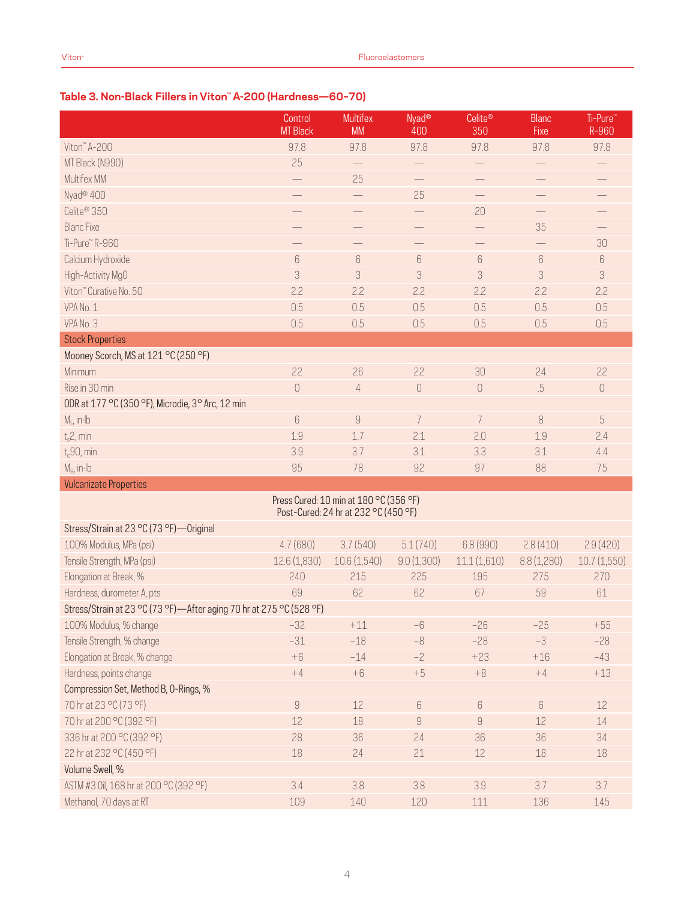### Table 3. Non-Black Fillers in Viton™ A-200 (Hardness—60–70)

| | Control MT Black | Multifex MM | Nyad® 400 | Celite® 350 | Blanc Fixe | Ti-Pure™ R-960 |
|---|---|---|---|---|---|---|
| Viton™ A-200 | 97.8 | 97.8 | 97.8 | 97.8 | 97.8 | 97.8 |
| MT Black (N990) | 25 | — | — | — | — | — |
| Multifex MM | — | 25 | — | — | — | — |
| Nyad® 400 | — | — | 25 | — | — | — |
| Celite® 350 | — | — | — | 20 | — | — |
| Blanc Fixe | — | — | — | — | 35 | — |
| Ti-Pure™ R-960 | — | — | — | — | — | 30 |
| Calcium Hydroxide | 6 | 6 | 6 | 6 | 6 | 6 |
| High-Activity MgO | 3 | 3 | 3 | 3 | 3 | 3 |
| Viton™ Curative No. 50 | 2.2 | 2.2 | 2.2 | 2.2 | 2.2 | 2.2 |
| VPA No. 1 | 0.5 | 0.5 | 0.5 | 0.5 | 0.5 | 0.5 |
| VPA No. 3 | 0.5 | 0.5 | 0.5 | 0.5 | 0.5 | 0.5 |
| **Stock Properties** | | | | | | |
| Mooney Scorch, MS at 121 °C (250 °F) | | | | | | |
| Minimum | 22 | 26 | 22 | 30 | 24 | 22 |
| Rise in 30 min | 0 | 4 | 0 | 0 | .5 | 0 |
| ODR at 177 °C (350 °F), Microdie, 3° Arc, 12 min | | | | | | |
| $M_L$, in·lb | 6 | 9 | 7 | 7 | 8 | 5 |
| $t_s2$, min | 1.9 | 1.7 | 2.1 | 2.0 | 1.9 | 2.4 |
| $t_c90$, min | 3.9 | 3.7 | 3.1 | 3.3 | 3.1 | 4.4 |
| $M_H$, in·lb | 95 | 78 | 92 | 97 | 88 | 75 |
| **Vulcanizate Properties** | | | | | | |
| | Press Cured: 10 min at 180 °C (356 °F) Post-Cured: 24 hr at 232 °C (450 °F) | | | | | |
| Stress/Strain at 23 °C (73 °F)—Original | | | | | | |
| 100% Modulus, MPa (psi) | 4.7 (680) | 3.7 (540) | 5.1 (740) | 6.8 (990) | 2.8 (410) | 2.9 (420) |
| Tensile Strength, MPa (psi) | 12.6 (1,830) | 10.6 (1,540) | 9.0 (1,300) | 11.1 (1,610) | 8.8 (1,280) | 10.7 (1,550) |
| Elongation at Break, % | 240 | 215 | 225 | 195 | 275 | 270 |
| Hardness, durometer A, pts | 69 | 62 | 62 | 67 | 59 | 61 |
| Stress/Strain at 23 °C (73 °F)—After aging 70 hr at 275 °C (528 °F) | | | | | | |
| 100% Modulus, % change | −32 | +11 | −6 | −26 | −25 | +55 |
| Tensile Strength, % change | −31 | −18 | −8 | −28 | −3 | −28 |
| Elongation at Break, % change | +6 | −14 | −2 | +23 | +16 | −43 |
| Hardness, points change | +4 | +6 | +5 | +8 | +4 | +13 |
| Compression Set, Method B, O-Rings, % | | | | | | |
| 70 hr at 23 °C (73 °F) | 9 | 12 | 6 | 6 | 6 | 12 |
| 70 hr at 200 °C (392 °F) | 12 | 18 | 9 | 9 | 12 | 14 |
| 336 hr at 200 °C (392 °F) | 28 | 36 | 24 | 36 | 36 | 34 |
| 22 hr at 232 °C (450 °F) | 18 | 24 | 21 | 12 | 18 | 18 |
| Volume Swell, % | | | | | | |
| ASTM #3 Oil, 168 hr at 200 °C (392 °F) | 3.4 | 3.8 | 3.8 | 3.9 | 3.7 | 3.7 |
| Methanol, 70 days at RT | 109 | 140 | 120 | 111 | 136 | 145 |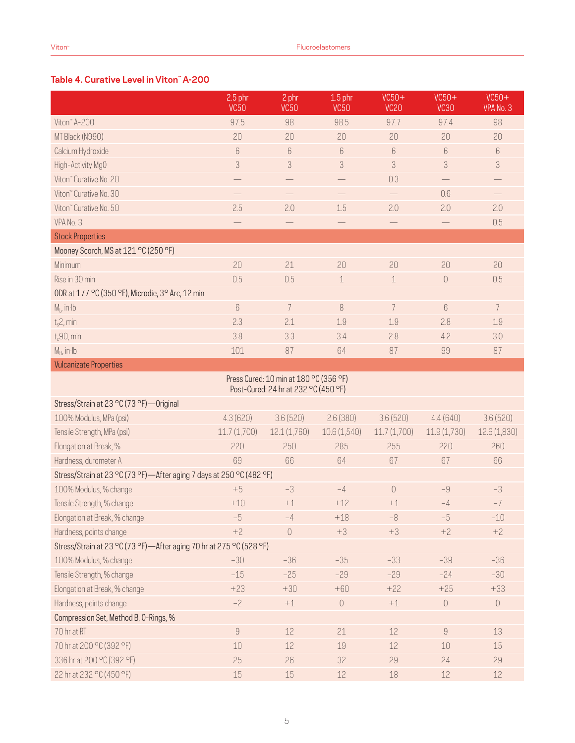## Table 4. Curative Level in Viton™ A-200

| | 2.5 phr VC50 | 2 phr VC50 | 1.5 phr VC50 | VC50+ VC20 | VC50+ VC30 | VC50+ VPA No. 3 |
|---|---|---|---|---|---|---|
| Viton™ A-200 | 97.5 | 98 | 98.5 | 97.7 | 97.4 | 98 |
| MT Black (N990) | 20 | 20 | 20 | 20 | 20 | 20 |
| Calcium Hydroxide | 6 | 6 | 6 | 6 | 6 | 6 |
| High-Activity MgO | 3 | 3 | 3 | 3 | 3 | 3 |
| Viton™ Curative No. 20 | — | — | — | 0.3 | — | — |
| Viton™ Curative No. 30 | — | — | — | — | 0.6 | — |
| Viton™ Curative No. 50 | 2.5 | 2.0 | 1.5 | 2.0 | 2.0 | 2.0 |
| VPA No. 3 | — | — | — | — | — | 0.5 |
| **Stock Properties** | | | | | | |
| Mooney Scorch, MS at 121 °C (250 °F) | | | | | | |
| Minimum | 20 | 21 | 20 | 20 | 20 | 20 |
| Rise in 30 min | 0.5 | 0.5 | 1 | 1 | 0 | 0.5 |
| ODR at 177 °C (350 °F), Microdie, 3° Arc, 12 min | | | | | | |
| $M_L$, in·lb | 6 | 7 | 8 | 7 | 6 | 7 |
| $t_s2$, min | 2.3 | 2.1 | 1.9 | 1.9 | 2.8 | 1.9 |
| $t_c90$, min | 3.8 | 3.3 | 3.4 | 2.8 | 4.2 | 3.0 |
| $M_H$, in·lb | 101 | 87 | 64 | 87 | 99 | 87 |
| **Vulcanizate Properties** | | | | | | |
| | Press Cured: 10 min at 180 °C (356 °F) Post-Cured: 24 hr at 232 °C (450 °F) | | | | | |
| Stress/Strain at 23 °C (73 °F)—Original | | | | | | |
| 100% Modulus, MPa (psi) | 4.3 (620) | 3.6 (520) | 2.6 (380) | 3.6 (520) | 4.4 (640) | 3.6 (520) |
| Tensile Strength, MPa (psi) | 11.7 (1,700) | 12.1 (1,760) | 10.6 (1,540) | 11.7 (1,700) | 11.9 (1,730) | 12.6 (1,830) |
| Elongation at Break, % | 220 | 250 | 285 | 255 | 220 | 260 |
| Hardness, durometer A | 69 | 66 | 64 | 67 | 67 | 66 |
| Stress/Strain at 23 °C (73 °F)—After aging 7 days at 250 °C (482 °F) | | | | | | |
| 100% Modulus, % change | +5 | −3 | −4 | 0 | −9 | −3 |
| Tensile Strength, % change | +10 | +1 | +12 | +1 | −4 | −7 |
| Elongation at Break, % change | −5 | −4 | +18 | −8 | −5 | −10 |
| Hardness, points change | +2 | 0 | +3 | +3 | +2 | +2 |
| Stress/Strain at 23 °C (73 °F)—After aging 70 hr at 275 °C (528 °F) | | | | | | |
| 100% Modulus, % change | −30 | −36 | −35 | −33 | −39 | −36 |
| Tensile Strength, % change | −15 | −25 | −29 | −29 | −24 | −30 |
| Elongation at Break, % change | +23 | +30 | +60 | +22 | +25 | +33 |
| Hardness, points change | −2 | +1 | 0 | +1 | 0 | 0 |
| Compression Set, Method B, O-Rings, % | | | | | | |
| 70 hr at RT | 9 | 12 | 21 | 12 | 9 | 13 |
| 70 hr at 200 °C (392 °F) | 10 | 12 | 19 | 12 | 10 | 15 |
| 336 hr at 200 °C (392 °F) | 25 | 26 | 32 | 29 | 24 | 29 |
| 22 hr at 232 °C (450 °F) | 15 | 15 | 12 | 18 | 12 | 12 |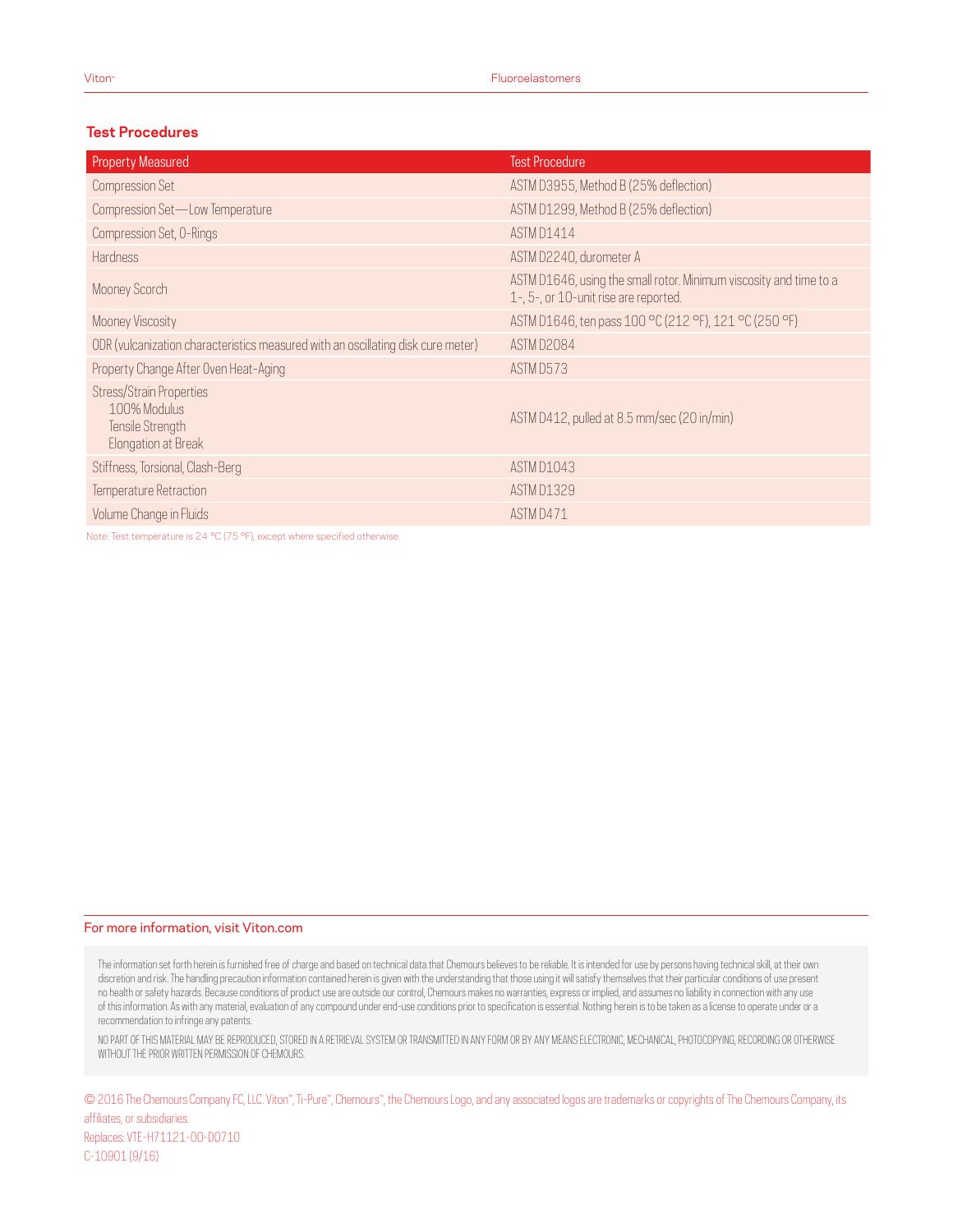## Test Procedures

| Property Measured | Test Procedure |
|---|---|
| Compression Set | ASTM D3955, Method B (25% deflection) |
| Compression Set—Low Temperature | ASTM D1299, Method B (25% deflection) |
| Compression Set, O-Rings | ASTM D1414 |
| Hardness | ASTM D2240, durometer A |
| Mooney Scorch | ASTM D1646, using the small rotor. Minimum viscosity and time to a 1-, 5-, or 10-unit rise are reported. |
| Mooney Viscosity | ASTM D1646, ten pass 100 °C (212 °F), 121 °C (250 °F) |
| ODR (vulcanization characteristics measured with an oscillating disk cure meter) | ASTM D2084 |
| Property Change After Oven Heat-Aging | ASTM D573 |
| Stress/Strain Properties<br>100% Modulus<br>Tensile Strength<br>Elongation at Break | ASTM D412, pulled at 8.5 mm/sec (20 in/min) |
| Stiffness, Torsional, Clash-Berg | ASTM D1043 |
| Temperature Retraction | ASTM D1329 |
| Volume Change in Fluids | ASTM D471 |

Note: Test temperature is 24 °C (75 °F), except where specified otherwise.

For more information, visit Viton.com

The information set forth herein is furnished free of charge and based on technical data that Chemours believes to be reliable. It is intended for use by persons having technical skill, at their own discretion and risk. The handling precaution information contained herein is given with the understanding that those using it will satisfy themselves that their particular conditions of use present no health or safety hazards. Because conditions of product use are outside our control, Chemours makes no warranties, express or implied, and assumes no liability in connection with any use of this information. As with any material, evaluation of any compound under end-use conditions prior to specification is essential. Nothing herein is to be taken as a license to operate under or a recommendation to infringe any patents.

NO PART OF THIS MATERIAL MAY BE REPRODUCED, STORED IN A RETRIEVAL SYSTEM OR TRANSMITTED IN ANY FORM OR BY ANY MEANS ELECTRONIC, MECHANICAL, PHOTOCOPYING, RECORDING OR OTHERWISE WITHOUT THE PRIOR WRITTEN PERMISSION OF CHEMOURS.

© 2016 The Chemours Company FC, LLC. Viton™, Ti-Pure™, Chemours™, the Chemours Logo, and any associated logos are trademarks or copyrights of The Chemours Company, its affiliates, or subsidiaries.

Replaces: VTE-H71121-00-D0710

C-10901 (9/16)